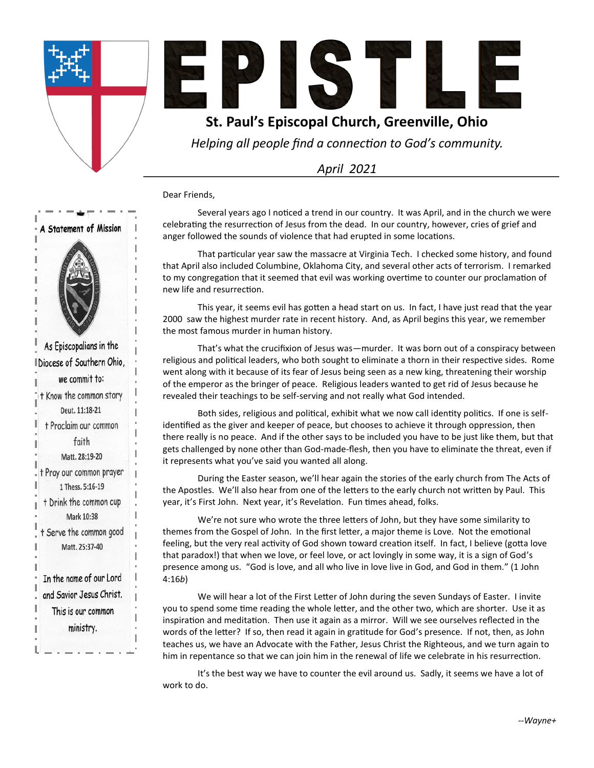# EPISTLE

## St. Paul's Episcopal Church, Greenville, Ohio

*Helping all people find a connection to God's community.*

*April 2021*

Dear Friends,

Several years ago I noticed a trend in our country. It was April, and in the church we were celebrating the resurrection of Jesus from the dead. In our country, however, cries of grief and anger followed the sounds of violence that had erupted in some locations.

That particular year saw the massacre at Virginia Tech. I checked some history, and found that April also included Columbine, Oklahoma City, and several other acts of terrorism. I remarked to my congregation that it seemed that evil was working overtime to counter our proclamation of new life and resurrection.

This year, it seems evil has gotten a head start on us. In fact, I have just read that the year 2000 saw the highest murder rate in recent history. And, as April begins this year, we remember the most famous murder in human history.

That's what the crucifixion of Jesus was—murder. It was born out of a conspiracy between religious and political leaders, who both sought to eliminate a thorn in their respective sides. Rome went along with it because of its fear of Jesus being seen as a new king, threatening their worship of the emperor as the bringer of peace. Religious leaders wanted to get rid of Jesus because he revealed their teachings to be self-serving and not really what God intended.

Both sides, religious and political, exhibit what we now call identity politics. If one is self-identified as the giver and keeper of peace, but chooses to achieve it through oppression, then there really is no peace. And if the other says to be included you have to be just like them, but that gets challenged by none other than God-made-flesh, then you have to eliminate the threat, even if it represents what you've said you wanted all along.

During the Easter season, we'll hear again the stories of the early church from The Acts of the Apostles. We'll also hear from one of the letters to the early church not written by Paul. This year, it's First John. Next year, it's Revelation. Fun times ahead, folks.

We're not sure who wrote the three letters of John, but they have some similarity to themes from the Gospel of John. In the first letter, a major theme is Love. Not the emotional feeling, but the very real activity of God shown toward creation itself. In fact, I believe (gotta love that paradox!) that when we love, or feel love, or act lovingly in some way, it is a sign of God's presence among us. "God is love, and all who live in love live in God, and God in them." (1 John 4:16*b*)

We will hear a lot of the First Letter of John during the seven Sundays of Easter. I invite you to spend some time reading the whole letter, and the other two, which are shorter. Use it as inspiration and meditation. Then use it again as a mirror. Will we see ourselves reflected in the words of the letter? If so, then read it again in gratitude for God's presence. If not, then, as John teaches us, we have an Advocate with the Father, Jesus Christ the Righteous, and we turn again to him in repentance so that we can join him in the renewal of life we celebrate in his resurrection.

It's the best way we have to counter the evil around us. Sadly, it seems we have a lot of work to do.

*--Wayne+*

---

**A Statement of Mission**

As Episcopalians in the Diocese of Southern Ohio, we commit to:

- † Know the common story — Deut. 11:18-21
- † Proclaim our common faith — Matt. 28:19-20
- † Pray our common prayer — 1 Thess. 5:16-19
- † Drink the common cup — Mark 10:38
- † Serve the common good — Matt. 25:37-40

In the name of our Lord and Savior Jesus Christ. This is our common ministry.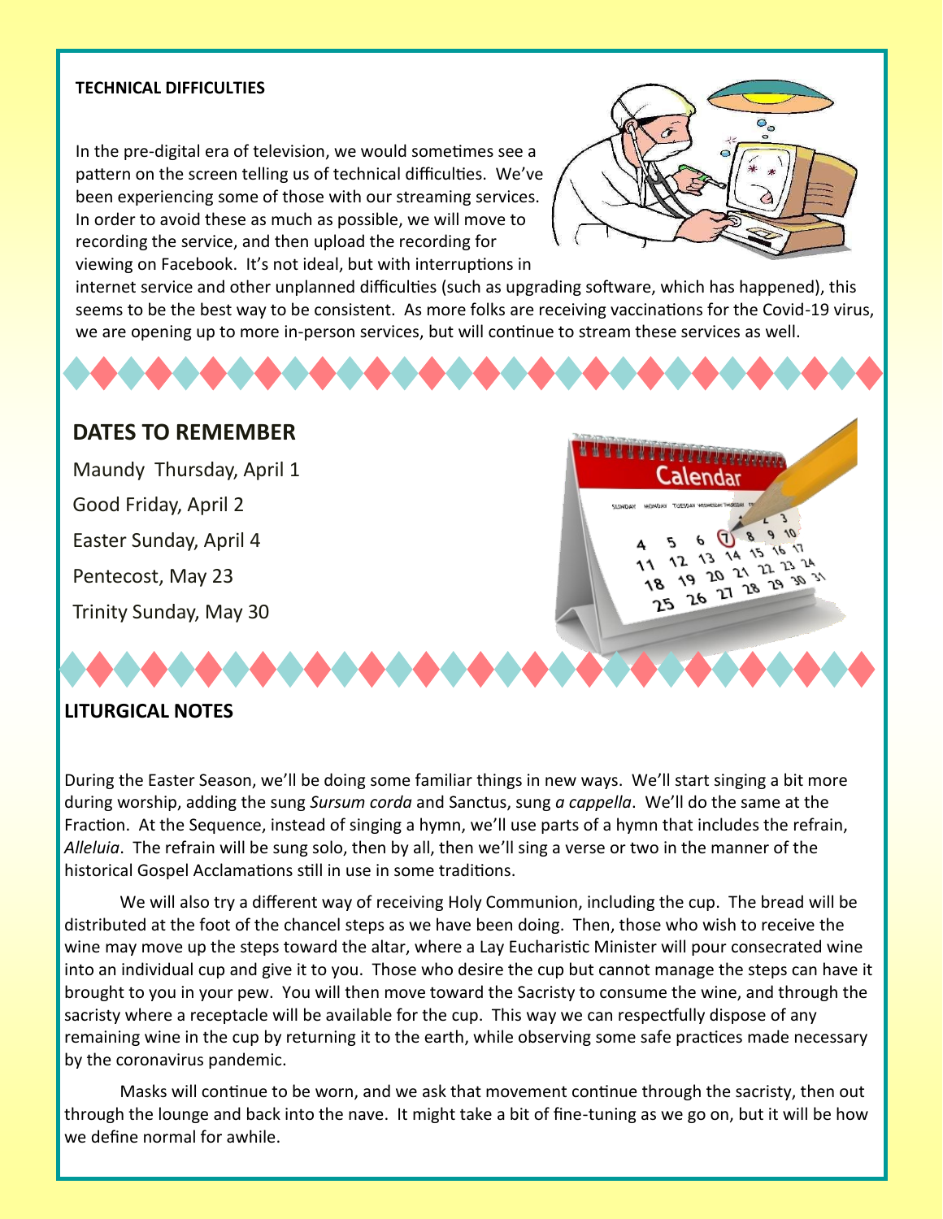**TECHNICAL DIFFICULTIES**

In the pre-digital era of television, we would sometimes see a pattern on the screen telling us of technical difficulties. We've been experiencing some of those with our streaming services. In order to avoid these as much as possible, we will move to recording the service, and then upload the recording for viewing on Facebook. It's not ideal, but with interruptions in internet service and other unplanned difficulties (such as upgrading software, which has happened), this seems to be the best way to be consistent. As more folks are receiving vaccinations for the Covid-19 virus, we are opening up to more in-person services, but will continue to stream these services as well.

## DATES TO REMEMBER

Maundy Thursday, April 1

Good Friday, April 2

Easter Sunday, April 4

Pentecost, May 23

Trinity Sunday, May 30

**LITURGICAL NOTES**

During the Easter Season, we'll be doing some familiar things in new ways. We'll start singing a bit more during worship, adding the sung *Sursum corda* and Sanctus, sung *a cappella*. We'll do the same at the Fraction. At the Sequence, instead of singing a hymn, we'll use parts of a hymn that includes the refrain, *Alleluia*. The refrain will be sung solo, then by all, then we'll sing a verse or two in the manner of the historical Gospel Acclamations still in use in some traditions.

We will also try a different way of receiving Holy Communion, including the cup. The bread will be distributed at the foot of the chancel steps as we have been doing. Then, those who wish to receive the wine may move up the steps toward the altar, where a Lay Eucharistic Minister will pour consecrated wine into an individual cup and give it to you. Those who desire the cup but cannot manage the steps can have it brought to you in your pew. You will then move toward the Sacristy to consume the wine, and through the sacristy where a receptacle will be available for the cup. This way we can respectfully dispose of any remaining wine in the cup by returning it to the earth, while observing some safe practices made necessary by the coronavirus pandemic.

Masks will continue to be worn, and we ask that movement continue through the sacristy, then out through the lounge and back into the nave. It might take a bit of fine-tuning as we go on, but it will be how we define normal for awhile.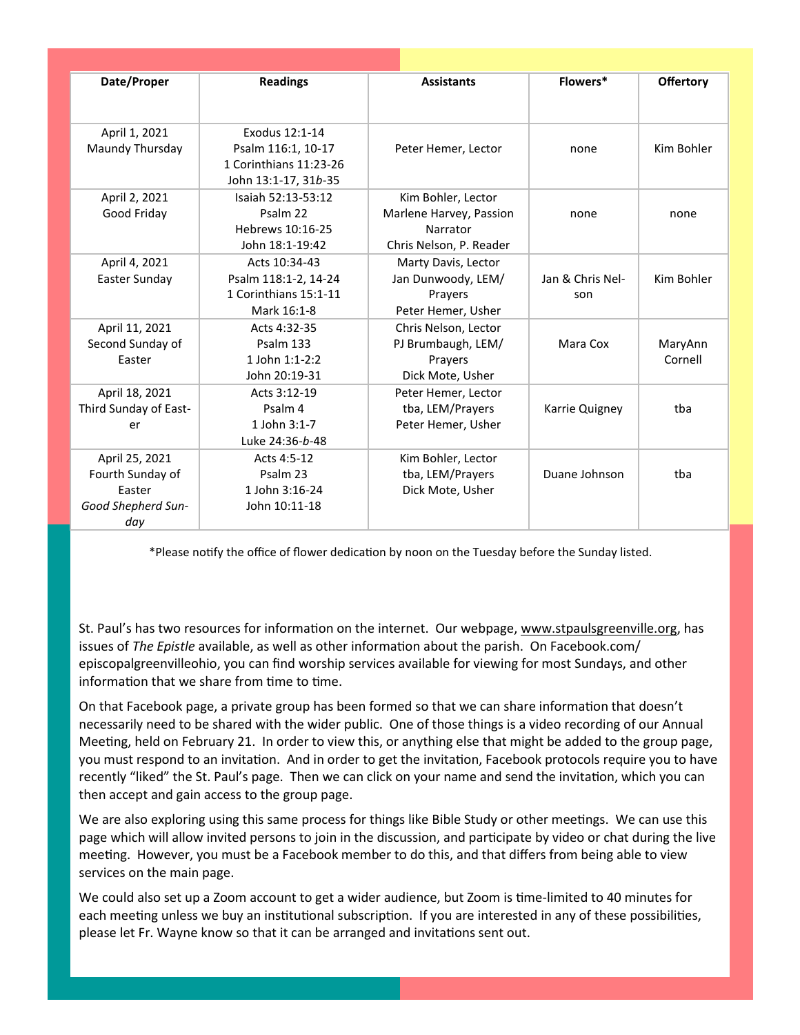| Date/Proper | Readings | Assistants | Flowers* | Offertory |
|---|---|---|---|---|
| April 1, 2021<br>Maundy Thursday | Exodus 12:1-14<br>Psalm 116:1, 10-17<br>1 Corinthians 11:23-26<br>John 13:1-17, 31*b*-35 | Peter Hemer, Lector | none | Kim Bohler |
| April 2, 2021<br>Good Friday | Isaiah 52:13-53:12<br>Psalm 22<br>Hebrews 10:16-25<br>John 18:1-19:42 | Kim Bohler, Lector<br>Marlene Harvey, Passion Narrator<br>Chris Nelson, P. Reader | none | none |
| April 4, 2021<br>Easter Sunday | Acts 10:34-43<br>Psalm 118:1-2, 14-24<br>1 Corinthians 15:1-11<br>Mark 16:1-8 | Marty Davis, Lector<br>Jan Dunwoody, LEM/ Prayers<br>Peter Hemer, Usher | Jan & Chris Nelson | Kim Bohler |
| April 11, 2021<br>Second Sunday of Easter | Acts 4:32-35<br>Psalm 133<br>1 John 1:1-2:2<br>John 20:19-31 | Chris Nelson, Lector<br>PJ Brumbaugh, LEM/ Prayers<br>Dick Mote, Usher | Mara Cox | MaryAnn Cornell |
| April 18, 2021<br>Third Sunday of Easter | Acts 3:12-19<br>Psalm 4<br>1 John 3:1-7<br>Luke 24:36-*b*-48 | Peter Hemer, Lector<br>tba, LEM/Prayers<br>Peter Hemer, Usher | Karrie Quigney | tba |
| April 25, 2021<br>Fourth Sunday of Easter<br>*Good Shepherd Sunday* | Acts 4:5-12<br>Psalm 23<br>1 John 3:16-24<br>John 10:11-18 | Kim Bohler, Lector<br>tba, LEM/Prayers<br>Dick Mote, Usher | Duane Johnson | tba |

*Please notify the office of flower dedication by noon on the Tuesday before the Sunday listed.

St. Paul's has two resources for information on the internet. Our webpage, www.stpaulsgreenville.org, has issues of *The Epistle* available, as well as other information about the parish. On Facebook.com/episcopalgreenvilleohio, you can find worship services available for viewing for most Sundays, and other information that we share from time to time.

On that Facebook page, a private group has been formed so that we can share information that doesn't necessarily need to be shared with the wider public. One of those things is a video recording of our Annual Meeting, held on February 21. In order to view this, or anything else that might be added to the group page, you must respond to an invitation. And in order to get the invitation, Facebook protocols require you to have recently "liked" the St. Paul's page. Then we can click on your name and send the invitation, which you can then accept and gain access to the group page.

We are also exploring using this same process for things like Bible Study or other meetings. We can use this page which will allow invited persons to join in the discussion, and participate by video or chat during the live meeting. However, you must be a Facebook member to do this, and that differs from being able to view services on the main page.

We could also set up a Zoom account to get a wider audience, but Zoom is time-limited to 40 minutes for each meeting unless we buy an institutional subscription. If you are interested in any of these possibilities, please let Fr. Wayne know so that it can be arranged and invitations sent out.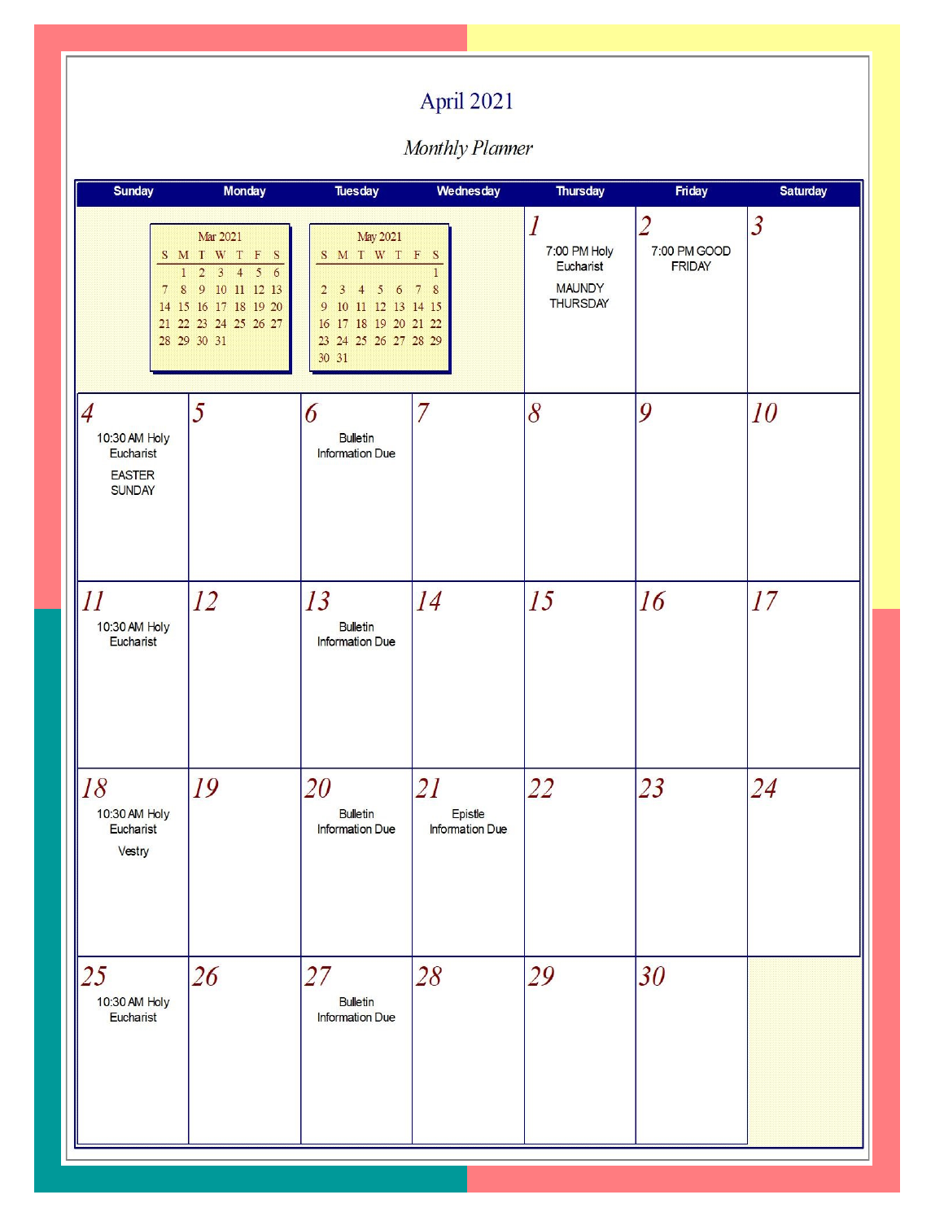# April 2021

*Monthly Planner*

| Sunday | Monday | Tuesday | Wednesday | Thursday | Friday | Saturday |
|---|---|---|---|---|---|---|
| | | | | 1<br>7:00 PM Holy Eucharist<br>MAUNDY THURSDAY | 2<br>7:00 PM GOOD FRIDAY | 3 |
| 4<br>10:30 AM Holy Eucharist<br>EASTER SUNDAY | 5 | 6<br>Bulletin Information Due | 7 | 8 | 9 | 10 |
| 11<br>10:30 AM Holy Eucharist | 12 | 13<br>Bulletin Information Due | 14 | 15 | 16 | 17 |
| 18<br>10:30 AM Holy Eucharist<br>Vestry | 19 | 20<br>Bulletin Information Due | 21<br>Epistle Information Due | 22 | 23 | 24 |
| 25<br>10:30 AM Holy Eucharist | 26 | 27<br>Bulletin Information Due | 28 | 29 | 30 | |

**Mar 2021**

| S | M | T | W | T | F | S |
|---|---|---|---|---|---|---|
| | 1 | 2 | 3 | 4 | 5 | 6 |
| 7 | 8 | 9 | 10 | 11 | 12 | 13 |
| 14 | 15 | 16 | 17 | 18 | 19 | 20 |
| 21 | 22 | 23 | 24 | 25 | 26 | 27 |
| 28 | 29 | 30 | 31 | | | |

**May 2021**

| S | M | T | W | T | F | S |
|---|---|---|---|---|---|---|
| | | | | | | 1 |
| 2 | 3 | 4 | 5 | 6 | 7 | 8 |
| 9 | 10 | 11 | 12 | 13 | 14 | 15 |
| 16 | 17 | 18 | 19 | 20 | 21 | 22 |
| 23 | 24 | 25 | 26 | 27 | 28 | 29 |
| 30 | 31 | | | | | |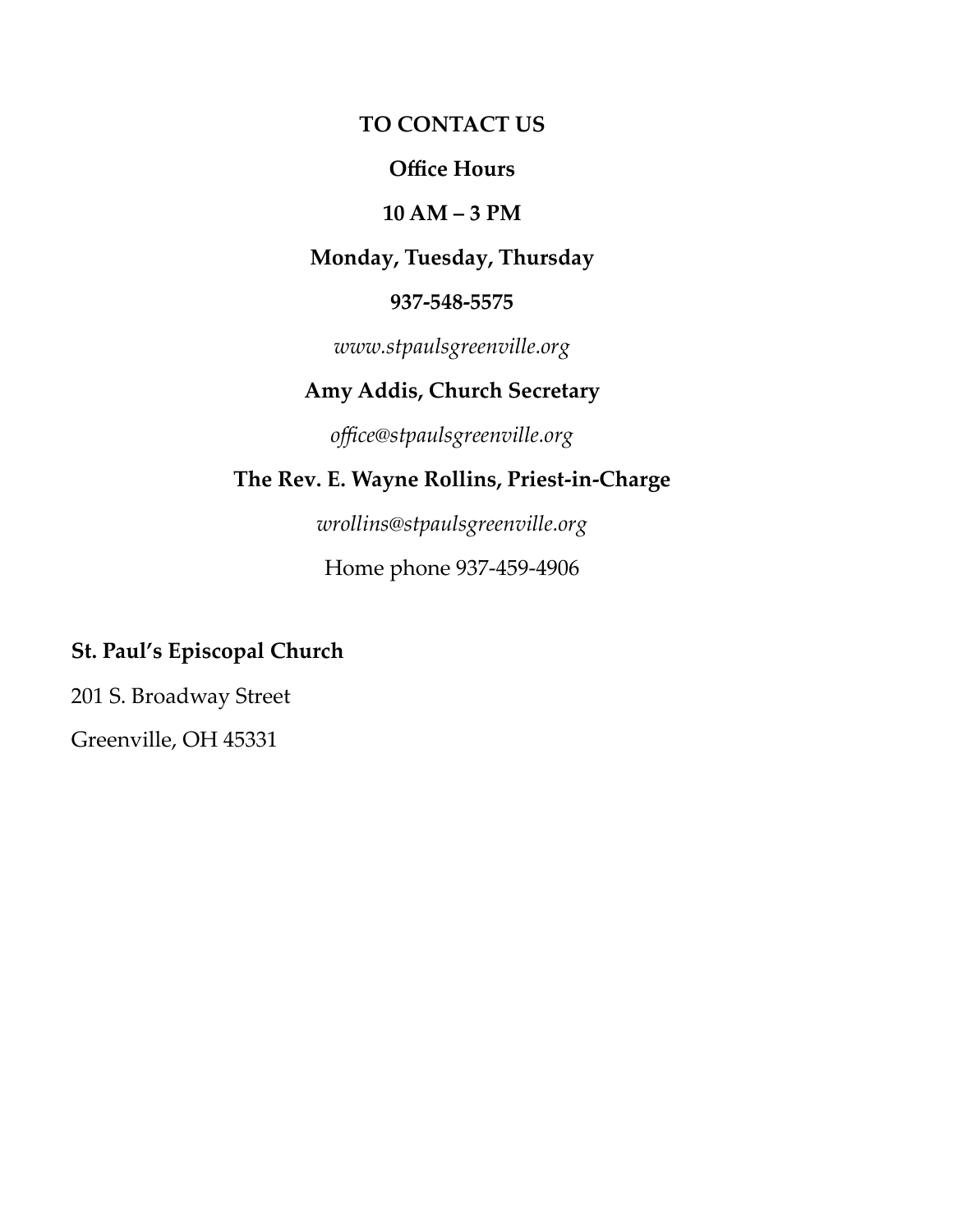**TO CONTACT US**

**Office Hours**

**10 AM – 3 PM**

**Monday, Tuesday, Thursday**

**937-548-5575**

*www.stpaulsgreenville.org*

**Amy Addis, Church Secretary**

*office@stpaulsgreenville.org*

**The Rev. E. Wayne Rollins, Priest-in-Charge**

*wrollins@stpaulsgreenville.org*

Home phone 937-459-4906

**St. Paul's Episcopal Church**

201 S. Broadway Street

Greenville, OH 45331